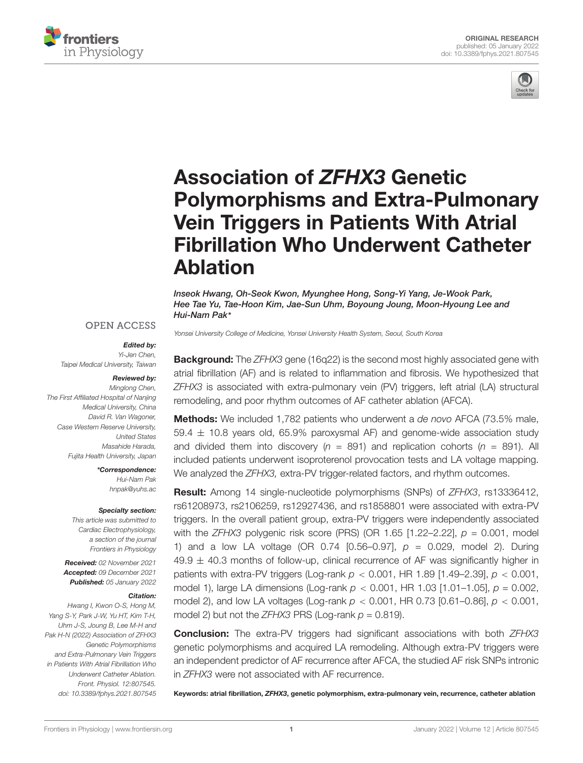ORIGINAL RESEARCH
published: 05 January 2022
doi: 10.3389/fphys.2021.807545

# Association of *ZFHX3* Genetic Polymorphisms and Extra-Pulmonary Vein Triggers in Patients With Atrial Fibrillation Who Underwent Catheter Ablation

*Inseok Hwang, Oh-Seok Kwon, Myunghee Hong, Song-Yi Yang, Je-Wook Park, Hee Tae Yu, Tae-Hoon Kim, Jae-Sun Uhm, Boyoung Joung, Moon-Hyoung Lee and Hui-Nam Pak\**

*Yonsei University College of Medicine, Yonsei University Health System, Seoul, South Korea*

OPEN ACCESS

***Edited by:***
*Yi-Jen Chen,*
*Taipei Medical University, Taiwan*

***Reviewed by:***
*Minglong Chen,*
*The First Affiliated Hospital of Nanjing Medical University, China*
*David R. Van Wagoner,*
*Case Western Reserve University, United States*
*Masahide Harada,*
*Fujita Health University, Japan*

***\*Correspondence:***
*Hui-Nam Pak*
*hnpak@yuhs.ac*

***Specialty section:***
*This article was submitted to Cardiac Electrophysiology, a section of the journal Frontiers in Physiology*

***Received:*** *02 November 2021*
***Accepted:*** *09 December 2021*
***Published:*** *05 January 2022*

***Citation:***
*Hwang I, Kwon O-S, Hong M, Yang S-Y, Park J-W, Yu HT, Kim T-H, Uhm J-S, Joung B, Lee M-H and Pak H-N (2022) Association of ZFHX3 Genetic Polymorphisms and Extra-Pulmonary Vein Triggers in Patients With Atrial Fibrillation Who Underwent Catheter Ablation. Front. Physiol. 12:807545. doi: 10.3389/fphys.2021.807545*

**Background:** The *ZFHX3* gene (16q22) is the second most highly associated gene with atrial fibrillation (AF) and is related to inflammation and fibrosis. We hypothesized that *ZFHX3* is associated with extra-pulmonary vein (PV) triggers, left atrial (LA) structural remodeling, and poor rhythm outcomes of AF catheter ablation (AFCA).

**Methods:** We included 1,782 patients who underwent a *de novo* AFCA (73.5% male, 59.4 ± 10.8 years old, 65.9% paroxysmal AF) and genome-wide association study and divided them into discovery ($n$ = 891) and replication cohorts ($n$ = 891). All included patients underwent isoproterenol provocation tests and LA voltage mapping. We analyzed the *ZFHX3,* extra-PV trigger-related factors, and rhythm outcomes.

**Result:** Among 14 single-nucleotide polymorphisms (SNPs) of *ZFHX3*, rs13336412, rs61208973, rs2106259, rs12927436, and rs1858801 were associated with extra-PV triggers. In the overall patient group, extra-PV triggers were independently associated with the *ZFHX3* polygenic risk score (PRS) (OR 1.65 [1.22–2.22], $p$ = 0.001, model 1) and a low LA voltage (OR 0.74 [0.56–0.97], $p$ = 0.029, model 2). During 49.9 ± 40.3 months of follow-up, clinical recurrence of AF was significantly higher in patients with extra-PV triggers (Log-rank $p < 0.001$, HR 1.89 [1.49–2.39], $p < 0.001$, model 1), large LA dimensions (Log-rank $p < 0.001$, HR 1.03 [1.01–1.05], $p$ = 0.002, model 2), and low LA voltages (Log-rank $p < 0.001$, HR 0.73 [0.61–0.86], $p < 0.001$, model 2) but not the *ZFHX3* PRS (Log-rank $p$ = 0.819).

**Conclusion:** The extra-PV triggers had significant associations with both *ZFHX3* genetic polymorphisms and acquired LA remodeling. Although extra-PV triggers were an independent predictor of AF recurrence after AFCA, the studied AF risk SNPs intronic in *ZFHX3* were not associated with AF recurrence.

**Keywords: atrial fibrillation, *ZFHX3*, genetic polymorphism, extra-pulmonary vein, recurrence, catheter ablation**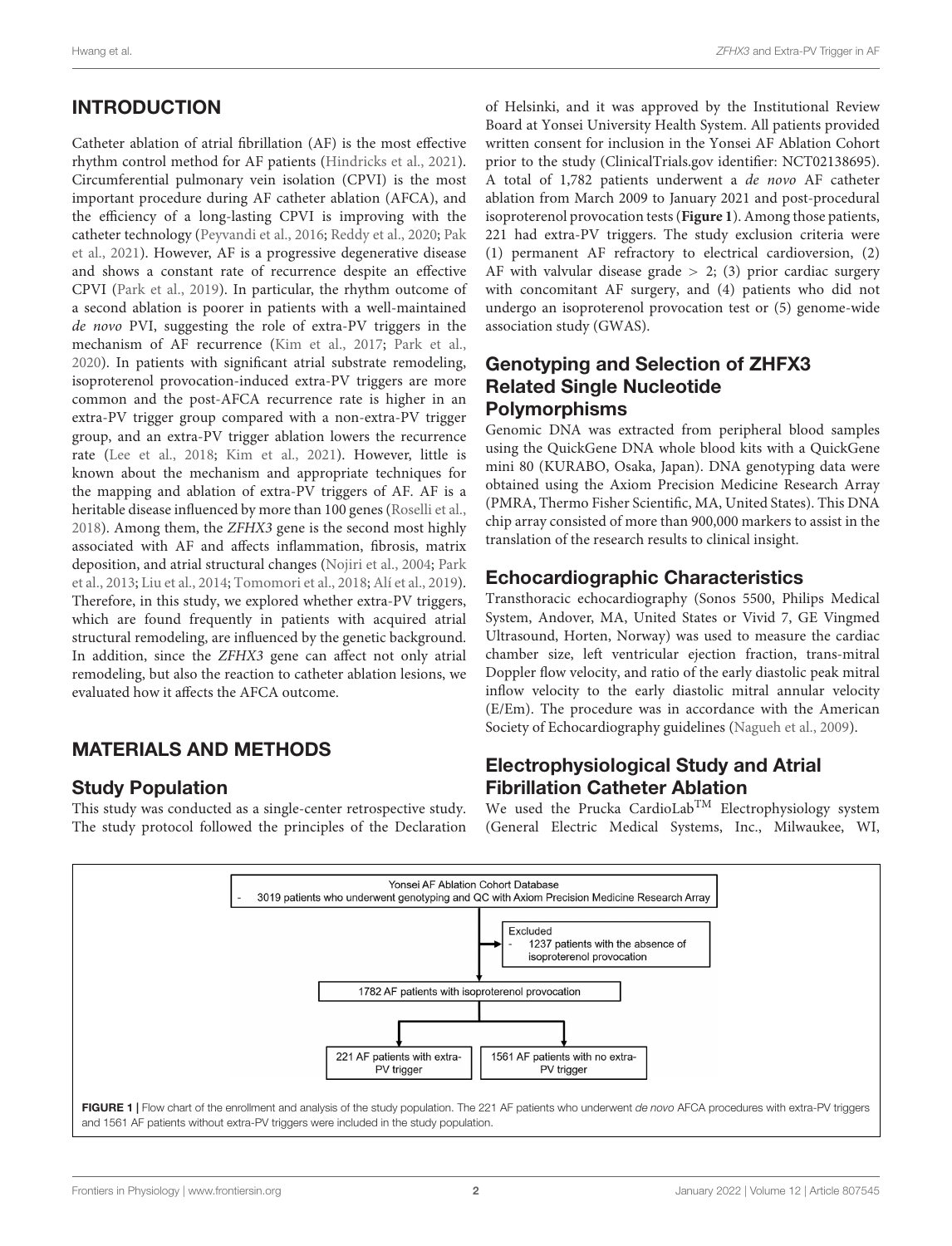## INTRODUCTION

Catheter ablation of atrial fibrillation (AF) is the most effective rhythm control method for AF patients (Hindricks et al., 2021). Circumferential pulmonary vein isolation (CPVI) is the most important procedure during AF catheter ablation (AFCA), and the efficiency of a long-lasting CPVI is improving with the catheter technology (Peyvandi et al., 2016; Reddy et al., 2020; Pak et al., 2021). However, AF is a progressive degenerative disease and shows a constant rate of recurrence despite an effective CPVI (Park et al., 2019). In particular, the rhythm outcome of a second ablation is poorer in patients with a well-maintained *de novo* PVI, suggesting the role of extra-PV triggers in the mechanism of AF recurrence (Kim et al., 2017; Park et al., 2020). In patients with significant atrial substrate remodeling, isoproterenol provocation-induced extra-PV triggers are more common and the post-AFCA recurrence rate is higher in an extra-PV trigger group compared with a non-extra-PV trigger group, and an extra-PV trigger ablation lowers the recurrence rate (Lee et al., 2018; Kim et al., 2021). However, little is known about the mechanism and appropriate techniques for the mapping and ablation of extra-PV triggers of AF. AF is a heritable disease influenced by more than 100 genes (Roselli et al., 2018). Among them, the *ZFHX3* gene is the second most highly associated with AF and affects inflammation, fibrosis, matrix deposition, and atrial structural changes (Nojiri et al., 2004; Park et al., 2013; Liu et al., 2014; Tomomori et al., 2018; Alí et al., 2019). Therefore, in this study, we explored whether extra-PV triggers, which are found frequently in patients with acquired atrial structural remodeling, are influenced by the genetic background. In addition, since the *ZFHX3* gene can affect not only atrial remodeling, but also the reaction to catheter ablation lesions, we evaluated how it affects the AFCA outcome.

## MATERIALS AND METHODS

### Study Population

This study was conducted as a single-center retrospective study. The study protocol followed the principles of the Declaration of Helsinki, and it was approved by the Institutional Review Board at Yonsei University Health System. All patients provided written consent for inclusion in the Yonsei AF Ablation Cohort prior to the study (ClinicalTrials.gov identifier: NCT02138695). A total of 1,782 patients underwent a *de novo* AF catheter ablation from March 2009 to January 2021 and post-procedural isoproterenol provocation tests (**Figure 1**). Among those patients, 221 had extra-PV triggers. The study exclusion criteria were (1) permanent AF refractory to electrical cardioversion, (2) AF with valvular disease grade > 2; (3) prior cardiac surgery with concomitant AF surgery, and (4) patients who did not undergo an isoproterenol provocation test or (5) genome-wide association study (GWAS).

### Genotyping and Selection of ZHFX3 Related Single Nucleotide Polymorphisms

Genomic DNA was extracted from peripheral blood samples using the QuickGene DNA whole blood kits with a QuickGene mini 80 (KURABO, Osaka, Japan). DNA genotyping data were obtained using the Axiom Precision Medicine Research Array (PMRA, Thermo Fisher Scientific, MA, United States). This DNA chip array consisted of more than 900,000 markers to assist in the translation of the research results to clinical insight.

### Echocardiographic Characteristics

Transthoracic echocardiography (Sonos 5500, Philips Medical System, Andover, MA, United States or Vivid 7, GE Vingmed Ultrasound, Horten, Norway) was used to measure the cardiac chamber size, left ventricular ejection fraction, trans-mitral Doppler flow velocity, and ratio of the early diastolic peak mitral inflow velocity to the early diastolic mitral annular velocity (E/Em). The procedure was in accordance with the American Society of Echocardiography guidelines (Nagueh et al., 2009).

### Electrophysiological Study and Atrial Fibrillation Catheter Ablation

We used the Prucka CardioLab™ Electrophysiology system (General Electric Medical Systems, Inc., Milwaukee, WI,

Yonsei AF Ablation Cohort Database
- 3019 patients who underwent genotyping and QC with Axiom Precision Medicine Research Array

Excluded
- 1237 patients with the absence of isoproterenol provocation

1782 AF patients with isoproterenol provocation

221 AF patients with extra-PV trigger | 1561 AF patients with no extra-PV trigger

**FIGURE 1** | Flow chart of the enrollment and analysis of the study population. The 221 AF patients who underwent *de novo* AFCA procedures with extra-PV triggers and 1561 AF patients without extra-PV triggers were included in the study population.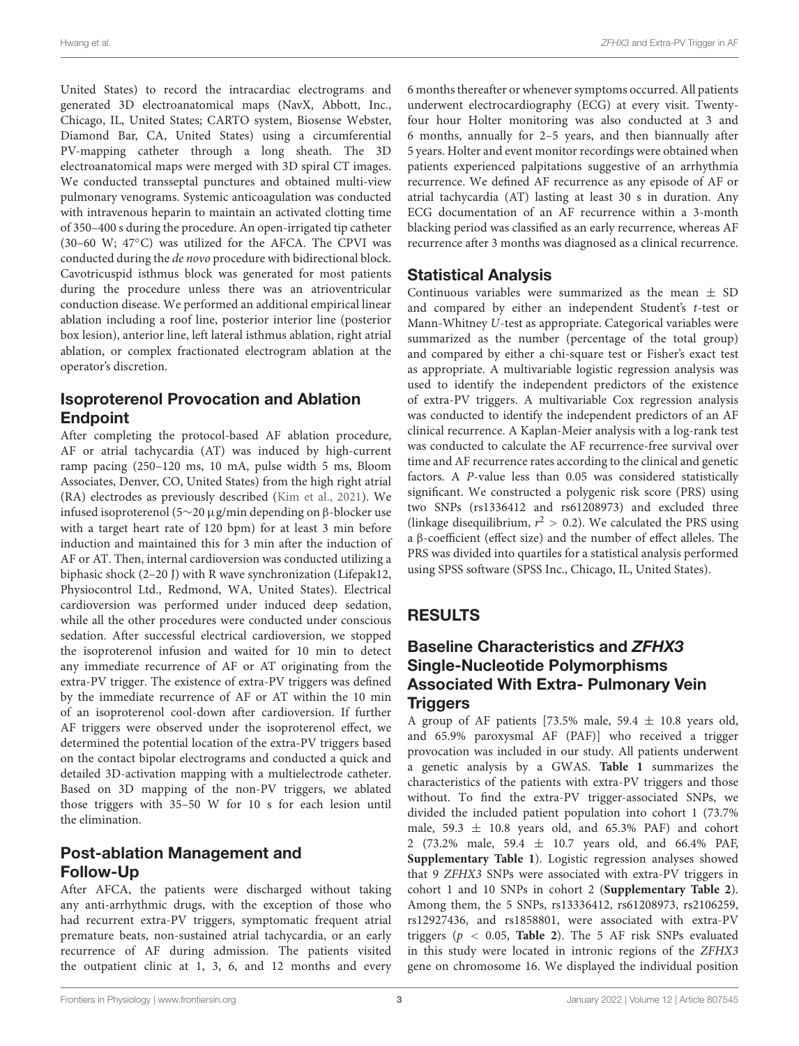United States) to record the intracardiac electrograms and generated 3D electroanatomical maps (NavX, Abbott, Inc., Chicago, IL, United States; CARTO system, Biosense Webster, Diamond Bar, CA, United States) using a circumferential PV-mapping catheter through a long sheath. The 3D electroanatomical maps were merged with 3D spiral CT images. We conducted transseptal punctures and obtained multi-view pulmonary venograms. Systemic anticoagulation was conducted with intravenous heparin to maintain an activated clotting time of 350–400 s during the procedure. An open-irrigated tip catheter (30–60 W; 47°C) was utilized for the AFCA. The CPVI was conducted during the *de novo* procedure with bidirectional block. Cavotricuspid isthmus block was generated for most patients during the procedure unless there was an atrioventricular conduction disease. We performed an additional empirical linear ablation including a roof line, posterior interior line (posterior box lesion), anterior line, left lateral isthmus ablation, right atrial ablation, or complex fractionated electrogram ablation at the operator's discretion.

## Isoproterenol Provocation and Ablation Endpoint

After completing the protocol-based AF ablation procedure, AF or atrial tachycardia (AT) was induced by high-current ramp pacing (250–120 ms, 10 mA, pulse width 5 ms, Bloom Associates, Denver, CO, United States) from the high right atrial (RA) electrodes as previously described (Kim et al., 2021). We infused isoproterenol (5∼20 μg/min depending on β-blocker use with a target heart rate of 120 bpm) for at least 3 min before induction and maintained this for 3 min after the induction of AF or AT. Then, internal cardioversion was conducted utilizing a biphasic shock (2–20 J) with R wave synchronization (Lifepak12, Physiocontrol Ltd., Redmond, WA, United States). Electrical cardioversion was performed under induced deep sedation, while all the other procedures were conducted under conscious sedation. After successful electrical cardioversion, we stopped the isoproterenol infusion and waited for 10 min to detect any immediate recurrence of AF or AT originating from the extra-PV trigger. The existence of extra-PV triggers was defined by the immediate recurrence of AF or AT within the 10 min of an isoproterenol cool-down after cardioversion. If further AF triggers were observed under the isoproterenol effect, we determined the potential location of the extra-PV triggers based on the contact bipolar electrograms and conducted a quick and detailed 3D-activation mapping with a multielectrode catheter. Based on 3D mapping of the non-PV triggers, we ablated those triggers with 35–50 W for 10 s for each lesion until the elimination.

## Post-ablation Management and Follow-Up

After AFCA, the patients were discharged without taking any anti-arrhythmic drugs, with the exception of those who had recurrent extra-PV triggers, symptomatic frequent atrial premature beats, non-sustained atrial tachycardia, or an early recurrence of AF during admission. The patients visited the outpatient clinic at 1, 3, 6, and 12 months and every 6 months thereafter or whenever symptoms occurred. All patients underwent electrocardiography (ECG) at every visit. Twenty-four hour Holter monitoring was also conducted at 3 and 6 months, annually for 2–5 years, and then biannually after 5 years. Holter and event monitor recordings were obtained when patients experienced palpitations suggestive of an arrhythmia recurrence. We defined AF recurrence as any episode of AF or atrial tachycardia (AT) lasting at least 30 s in duration. Any ECG documentation of an AF recurrence within a 3-month blacking period was classified as an early recurrence, whereas AF recurrence after 3 months was diagnosed as a clinical recurrence.

## Statistical Analysis

Continuous variables were summarized as the mean ± SD and compared by either an independent Student's *t*-test or Mann-Whitney *U*-test as appropriate. Categorical variables were summarized as the number (percentage of the total group) and compared by either a chi-square test or Fisher's exact test as appropriate. A multivariable logistic regression analysis was used to identify the independent predictors of the existence of extra-PV triggers. A multivariable Cox regression analysis was conducted to identify the independent predictors of an AF clinical recurrence. A Kaplan-Meier analysis with a log-rank test was conducted to calculate the AF recurrence-free survival over time and AF recurrence rates according to the clinical and genetic factors. A *P*-value less than 0.05 was considered statistically significant. We constructed a polygenic risk score (PRS) using two SNPs (rs1336412 and rs61208973) and excluded three (linkage disequilibrium, $r^2 > 0.2$). We calculated the PRS using a β-coefficient (effect size) and the number of effect alleles. The PRS was divided into quartiles for a statistical analysis performed using SPSS software (SPSS Inc., Chicago, IL, United States).

# RESULTS

## Baseline Characteristics and *ZFHX3* Single-Nucleotide Polymorphisms Associated With Extra- Pulmonary Vein Triggers

A group of AF patients [73.5% male, 59.4 ± 10.8 years old, and 65.9% paroxysmal AF (PAF)] who received a trigger provocation was included in our study. All patients underwent a genetic analysis by a GWAS. **Table 1** summarizes the characteristics of the patients with extra-PV triggers and those without. To find the extra-PV trigger-associated SNPs, we divided the included patient population into cohort 1 (73.7% male, 59.3 ± 10.8 years old, and 65.3% PAF) and cohort 2 (73.2% male, 59.4 ± 10.7 years old, and 66.4% PAF, **Supplementary Table 1**). Logistic regression analyses showed that 9 *ZFHX3* SNPs were associated with extra-PV triggers in cohort 1 and 10 SNPs in cohort 2 (**Supplementary Table 2**). Among them, the 5 SNPs, rs13336412, rs61208973, rs2106259, rs12927436, and rs1858801, were associated with extra-PV triggers ($p < 0.05$, **Table 2**). The 5 AF risk SNPs evaluated in this study were located in intronic regions of the *ZFHX3* gene on chromosome 16. We displayed the individual position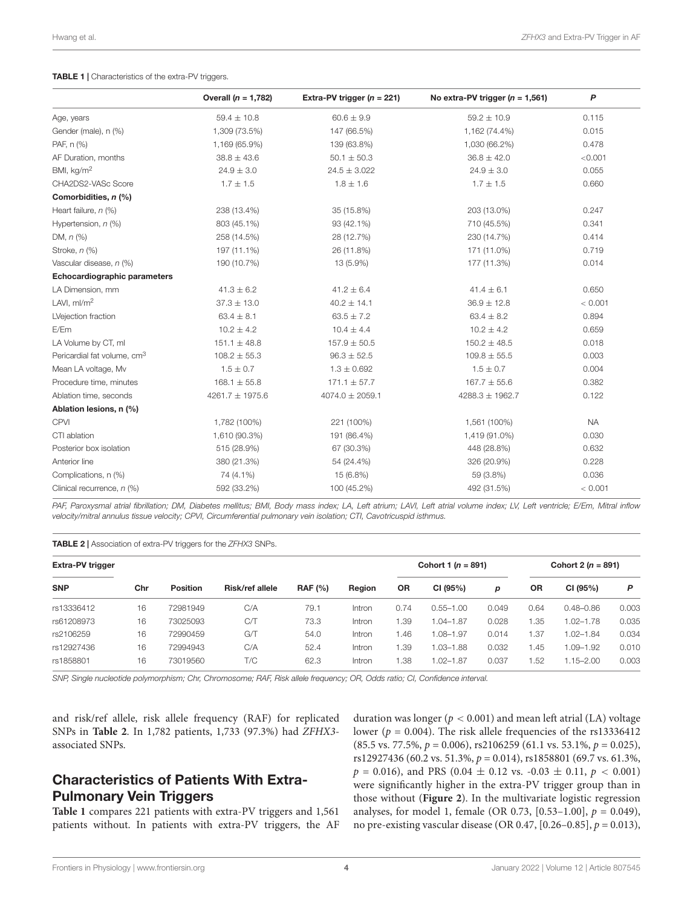**TABLE 1 |** Characteristics of the extra-PV triggers.

| | Overall ($n$ = 1,782) | Extra-PV trigger ($n$ = 221) | No extra-PV trigger ($n$ = 1,561) | $P$ |
|---|---|---|---|---|
| Age, years | 59.4 ± 10.8 | 60.6 ± 9.9 | 59.2 ± 10.9 | 0.115 |
| Gender (male), n (%) | 1,309 (73.5%) | 147 (66.5%) | 1,162 (74.4%) | 0.015 |
| PAF, n (%) | 1,169 (65.9%) | 139 (63.8%) | 1,030 (66.2%) | 0.478 |
| AF Duration, months | 38.8 ± 43.6 | 50.1 ± 50.3 | 36.8 ± 42.0 | <0.001 |
| BMI, kg/m$^2$ | 24.9 ± 3.0 | 24.5 ± 3.022 | 24.9 ± 3.0 | 0.055 |
| CHA2DS2-VASc Score | 1.7 ± 1.5 | 1.8 ± 1.6 | 1.7 ± 1.5 | 0.660 |
| **Comorbidities, *n* (%)** | | | | |
| Heart failure, *n* (%) | 238 (13.4%) | 35 (15.8%) | 203 (13.0%) | 0.247 |
| Hypertension, *n* (%) | 803 (45.1%) | 93 (42.1%) | 710 (45.5%) | 0.341 |
| DM, *n* (%) | 258 (14.5%) | 28 (12.7%) | 230 (14.7%) | 0.414 |
| Stroke, *n* (%) | 197 (11.1%) | 26 (11.8%) | 171 (11.0%) | 0.719 |
| Vascular disease, *n* (%) | 190 (10.7%) | 13 (5.9%) | 177 (11.3%) | 0.014 |
| **Echocardiographic parameters** | | | | |
| LA Dimension, mm | 41.3 ± 6.2 | 41.2 ± 6.4 | 41.4 ± 6.1 | 0.650 |
| LAVI, ml/m$^2$ | 37.3 ± 13.0 | 40.2 ± 14.1 | 36.9 ± 12.8 | < 0.001 |
| LVejection fraction | 63.4 ± 8.1 | 63.5 ± 7.2 | 63.4 ± 8.2 | 0.894 |
| E/Em | 10.2 ± 4.2 | 10.4 ± 4.4 | 10.2 ± 4.2 | 0.659 |
| LA Volume by CT, ml | 151.1 ± 48.8 | 157.9 ± 50.5 | 150.2 ± 48.5 | 0.018 |
| Pericardial fat volume, cm$^3$ | 108.2 ± 55.3 | 96.3 ± 52.5 | 109.8 ± 55.5 | 0.003 |
| Mean LA voltage, Mv | 1.5 ± 0.7 | 1.3 ± 0.692 | 1.5 ± 0.7 | 0.004 |
| Procedure time, minutes | 168.1 ± 55.8 | 171.1 ± 57.7 | 167.7 ± 55.6 | 0.382 |
| Ablation time, seconds | 4261.7 ± 1975.6 | 4074.0 ± 2059.1 | 4288.3 ± 1962.7 | 0.122 |
| **Ablation lesions, n (%)** | | | | |
| CPVI | 1,782 (100%) | 221 (100%) | 1,561 (100%) | NA |
| CTI ablation | 1,610 (90.3%) | 191 (86.4%) | 1,419 (91.0%) | 0.030 |
| Posterior box isolation | 515 (28.9%) | 67 (30.3%) | 448 (28.8%) | 0.632 |
| Anterior line | 380 (21.3%) | 54 (24.4%) | 326 (20.9%) | 0.228 |
| Complications, n (%) | 74 (4.1%) | 15 (6.8%) | 59 (3.8%) | 0.036 |
| Clinical recurrence, *n* (%) | 592 (33.2%) | 100 (45.2%) | 492 (31.5%) | < 0.001 |

*PAF, Paroxysmal atrial fibrillation; DM, Diabetes mellitus; BMI, Body mass index; LA, Left atrium; LAVI, Left atrial volume index; LV, Left ventricle; E/Em, Mitral inflow velocity/mitral annulus tissue velocity; CPVI, Circumferential pulmonary vein isolation; CTI, Cavotricuspid isthmus.*

**TABLE 2 |** Association of extra-PV triggers for the *ZFHX3* SNPs.

| Extra-PV trigger | | | | | | Cohort 1 ($n$ = 891) | | | Cohort 2 ($n$ = 891) | | |
|---|---|---|---|---|---|---|---|---|---|---|---|
| SNP | Chr | Position | Risk/ref allele | RAF (%) | Region | OR | CI (95%) | $p$ | OR | CI (95%) | $P$ |
| rs13336412 | 16 | 72981949 | C/A | 79.1 | Intron | 0.74 | 0.55–1.00 | 0.049 | 0.64 | 0.48–0.86 | 0.003 |
| rs61208973 | 16 | 73025093 | C/T | 73.3 | Intron | 1.39 | 1.04–1.87 | 0.028 | 1.35 | 1.02–1.78 | 0.035 |
| rs2106259 | 16 | 72990459 | G/T | 54.0 | Intron | 1.46 | 1.08–1.97 | 0.014 | 1.37 | 1.02–1.84 | 0.034 |
| rs12927436 | 16 | 72994943 | C/A | 52.4 | Intron | 1.39 | 1.03–1.88 | 0.032 | 1.45 | 1.09–1.92 | 0.010 |
| rs1858801 | 16 | 73019560 | T/C | 62.3 | Intron | 1.38 | 1.02–1.87 | 0.037 | 1.52 | 1.15–2.00 | 0.003 |

*SNP, Single nucleotide polymorphism; Chr, Chromosome; RAF, Risk allele frequency; OR, Odds ratio; CI, Confidence interval.*

and risk/ref allele, risk allele frequency (RAF) for replicated SNPs in **Table 2**. In 1,782 patients, 1,733 (97.3%) had *ZFHX3*-associated SNPs.

## Characteristics of Patients With Extra-Pulmonary Vein Triggers

**Table 1** compares 221 patients with extra-PV triggers and 1,561 patients without. In patients with extra-PV triggers, the AF duration was longer ($p < 0.001$) and mean left atrial (LA) voltage lower ($p = 0.004$). The risk allele frequencies of the rs13336412 (85.5 vs. 77.5%, $p = 0.006$), rs2106259 (61.1 vs. 53.1%, $p = 0.025$), rs12927436 (60.2 vs. 51.3%, $p = 0.014$), rs1858801 (69.7 vs. 61.3%, $p = 0.016$), and PRS (0.04 ± 0.12 vs. -0.03 ± 0.11, $p < 0.001$) were significantly higher in the extra-PV trigger group than in those without (**Figure 2**). In the multivariate logistic regression analyses, for model 1, female (OR 0.73, [0.53–1.00], $p = 0.049$), no pre-existing vascular disease (OR 0.47, [0.26–0.85], $p = 0.013$),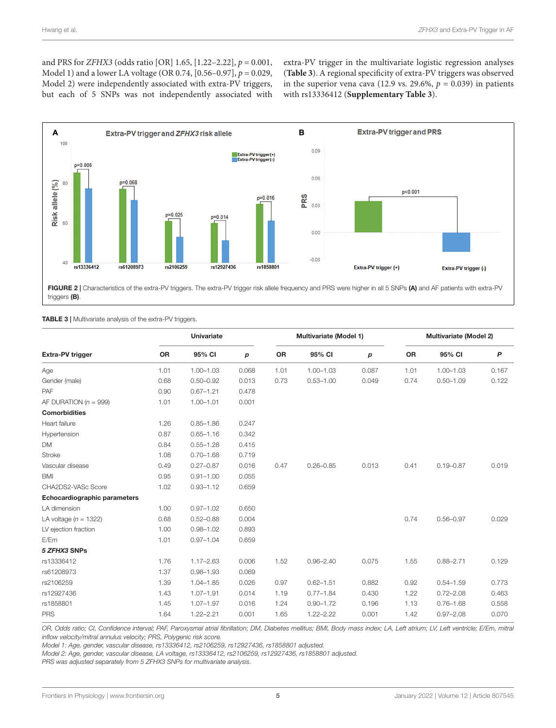and PRS for *ZFHX3* (odds ratio [OR] 1.65, [1.22–2.22], $p = 0.001$, Model 1) and a lower LA voltage (OR 0.74, [0.56–0.97], $p = 0.029$, Model 2) were independently associated with extra-PV triggers, but each of 5 SNPs was not independently associated with extra-PV trigger in the multivariate logistic regression analyses (**Table 3**). A regional specificity of extra-PV triggers was observed in the superior vena cava (12.9 vs. 29.6%, $p = 0.039$) in patients with rs13336412 (**Supplementary Table 3**).

**FIGURE 2 |** Characteristics of the extra-PV triggers. The extra-PV trigger risk allele frequency and PRS were higher in all 5 SNPs **(A)** and AF patients with extra-PV triggers **(B)**.

**TABLE 3 |** Multivariate analysis of the extra-PV triggers.

| | Univariate | | | Multivariate (Model 1) | | | Multivariate (Model 2) | | |
|---|---|---|---|---|---|---|---|---|---|
| **Extra-PV trigger** | **OR** | **95% CI** | ***p*** | **OR** | **95% CI** | ***p*** | **OR** | **95% CI** | ***P*** |
| Age | 1.01 | 1.00–1.03 | 0.068 | 1.01 | 1.00–1.03 | 0.087 | 1.01 | 1.00–1.03 | 0.167 |
| Gender (male) | 0.68 | 0.50–0.92 | 0.013 | 0.73 | 0.53–1.00 | 0.049 | 0.74 | 0.50–1.09 | 0.122 |
| PAF | 0.90 | 0.67–1.21 | 0.478 | | | | | | |
| AF DURATION ($n$ = 999) | 1.01 | 1.00–1.01 | 0.001 | | | | | | |
| **Comorbidities** | | | | | | | | | |
| Heart failure | 1.26 | 0.85–1.86 | 0.247 | | | | | | |
| Hypertension | 0.87 | 0.65–1.16 | 0.342 | | | | | | |
| DM | 0.84 | 0.55–1.28 | 0.415 | | | | | | |
| Stroke | 1.08 | 0.70–1.68 | 0.719 | | | | | | |
| Vascular disease | 0.49 | 0.27–0.87 | 0.016 | 0.47 | 0.26–0.85 | 0.013 | 0.41 | 0.19–0.87 | 0.019 |
| BMI | 0.95 | 0.91–1.00 | 0.055 | | | | | | |
| CHA2DS2-VASc Score | 1.02 | 0.93–1.12 | 0.659 | | | | | | |
| **Echocardiographic parameters** | | | | | | | | | |
| LA dimension | 1.00 | 0.97–1.02 | 0.650 | | | | | | |
| LA voltage ($n$ = 1322) | 0.68 | 0.52–0.88 | 0.004 | | | | 0.74 | 0.56–0.97 | 0.029 |
| LV ejection fraction | 1.00 | 0.98–1.02 | 0.893 | | | | | | |
| E/Em | 1.01 | 0.97–1.04 | 0.659 | | | | | | |
| ***5 ZFHX3* SNPs** | | | | | | | | | |
| rs13336412 | 1.76 | 1.17–2.63 | 0.006 | 1.52 | 0.96–2.40 | 0.075 | 1.55 | 0.88–2.71 | 0.129 |
| rs61208973 | 1.37 | 0.98–1.93 | 0.069 | | | | | | |
| rs2106259 | 1.39 | 1.04–1.85 | 0.026 | 0.97 | 0.62–1.51 | 0.882 | 0.92 | 0.54–1.59 | 0.773 |
| rs12927436 | 1.43 | 1.07–1.91 | 0.014 | 1.19 | 0.77–1.84 | 0.430 | 1.22 | 0.72–2.08 | 0.463 |
| rs1858801 | 1.45 | 1.07–1.97 | 0.016 | 1.24 | 0.90–1.72 | 0.196 | 1.13 | 0.76–1.68 | 0.558 |
| PRS | 1.64 | 1.22–2.21 | 0.001 | 1.65 | 1.22–2.22 | 0.001 | 1.42 | 0.97–2.08 | 0.070 |

*OR, Odds ratio; CI, Confidence interval; PAF, Paroxysmal atrial fibrillation; DM, Diabetes mellitus; BMI, Body mass index; LA, Left atrium; LV, Left ventricle; E/Em, mitral inflow velocity/mitral annulus velocity; PRS, Polygenic risk score.*
*Model 1: Age, gender, vascular disease, rs13336412, rs2106259, rs12927436, rs1858801 adjusted.*
*Model 2: Age, gender, vascular disease, LA voltage, rs13336412, rs2106259, rs12927436, rs1858801 adjusted.*
*PRS was adjusted separately from 5 ZFHX3 SNPs for multivariate analysis.*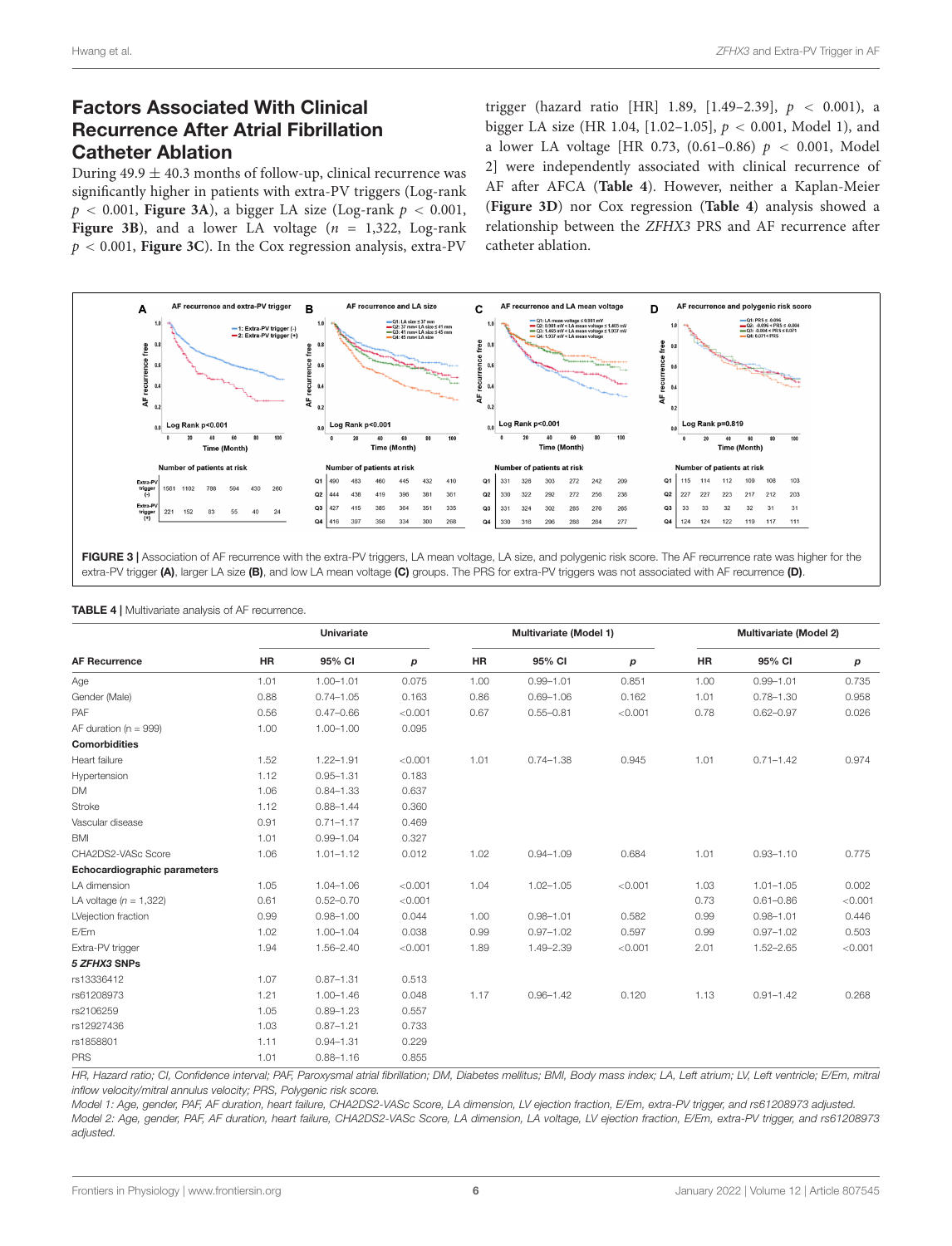## Factors Associated With Clinical Recurrence After Atrial Fibrillation Catheter Ablation

During 49.9 ± 40.3 months of follow-up, clinical recurrence was significantly higher in patients with extra-PV triggers (Log-rank $p < 0.001$, **Figure 3A**), a bigger LA size (Log-rank $p < 0.001$, **Figure 3B**), and a lower LA voltage ($n$ = 1,322, Log-rank $p < 0.001$, **Figure 3C**). In the Cox regression analysis, extra-PV trigger (hazard ratio [HR] 1.89, [1.49–2.39], $p < 0.001$), a bigger LA size (HR 1.04, [1.02–1.05], $p < 0.001$, Model 1), and a lower LA voltage [HR 0.73, (0.61–0.86) $p < 0.001$, Model 2] were independently associated with clinical recurrence of AF after AFCA (**Table 4**). However, neither a Kaplan-Meier (**Figure 3D**) nor Cox regression (**Table 4**) analysis showed a relationship between the *ZFHX3* PRS and AF recurrence after catheter ablation.

**FIGURE 3 |** Association of AF recurrence with the extra-PV triggers, LA mean voltage, LA size, and polygenic risk score. The AF recurrence rate was higher for the extra-PV trigger **(A)**, larger LA size **(B)**, and low LA mean voltage **(C)** groups. The PRS for extra-PV triggers was not associated with AF recurrence **(D)**.

**TABLE 4 |** Multivariate analysis of AF recurrence.

| AF Recurrence | Univariate | | | Multivariate (Model 1) | | | Multivariate (Model 2) | | |
|---|---|---|---|---|---|---|---|---|---|
| | HR | 95% CI | p | HR | 95% CI | p | HR | 95% CI | p |
| Age | 1.01 | 1.00–1.01 | 0.075 | 1.00 | 0.99–1.01 | 0.851 | 1.00 | 0.99–1.01 | 0.735 |
| Gender (Male) | 0.88 | 0.74–1.05 | 0.163 | 0.86 | 0.69–1.06 | 0.162 | 1.01 | 0.78–1.30 | 0.958 |
| PAF | 0.56 | 0.47–0.66 | <0.001 | 0.67 | 0.55–0.81 | <0.001 | 0.78 | 0.62–0.97 | 0.026 |
| AF duration (n = 999) | 1.00 | 1.00–1.00 | 0.095 | | | | | | |
| **Comorbidities** | | | | | | | | | |
| Heart failure | 1.52 | 1.22–1.91 | <0.001 | 1.01 | 0.74–1.38 | 0.945 | 1.01 | 0.71–1.42 | 0.974 |
| Hypertension | 1.12 | 0.95–1.31 | 0.183 | | | | | | |
| DM | 1.06 | 0.84–1.33 | 0.637 | | | | | | |
| Stroke | 1.12 | 0.88–1.44 | 0.360 | | | | | | |
| Vascular disease | 0.91 | 0.71–1.17 | 0.469 | | | | | | |
| BMI | 1.01 | 0.99–1.04 | 0.327 | | | | | | |
| CHA2DS2-VASc Score | 1.06 | 1.01–1.12 | 0.012 | 1.02 | 0.94–1.09 | 0.684 | 1.01 | 0.93–1.10 | 0.775 |
| **Echocardiographic parameters** | | | | | | | | | |
| LA dimension | 1.05 | 1.04–1.06 | <0.001 | 1.04 | 1.02–1.05 | <0.001 | 1.03 | 1.01–1.05 | 0.002 |
| LA voltage (n = 1,322) | 0.61 | 0.52–0.70 | <0.001 | | | | 0.73 | 0.61–0.86 | <0.001 |
| LVejection fraction | 0.99 | 0.98–1.00 | 0.044 | 1.00 | 0.98–1.01 | 0.582 | 0.99 | 0.98–1.01 | 0.446 |
| E/Em | 1.02 | 1.00–1.04 | 0.038 | 0.99 | 0.97–1.02 | 0.597 | 0.99 | 0.97–1.02 | 0.503 |
| Extra-PV trigger | 1.94 | 1.56–2.40 | <0.001 | 1.89 | 1.49–2.39 | <0.001 | 2.01 | 1.52–2.65 | <0.001 |
| ***5 ZFHX3 SNPs*** | | | | | | | | | |
| rs13336412 | 1.07 | 0.87–1.31 | 0.513 | | | | | | |
| rs61208973 | 1.21 | 1.00–1.46 | 0.048 | 1.17 | 0.96–1.42 | 0.120 | 1.13 | 0.91–1.42 | 0.268 |
| rs2106259 | 1.05 | 0.89–1.23 | 0.557 | | | | | | |
| rs12927436 | 1.03 | 0.87–1.21 | 0.733 | | | | | | |
| rs1858801 | 1.11 | 0.94–1.31 | 0.229 | | | | | | |
| PRS | 1.01 | 0.88–1.16 | 0.855 | | | | | | |

*HR, Hazard ratio; CI, Confidence interval; PAF, Paroxysmal atrial fibrillation; DM, Diabetes mellitus; BMI, Body mass index; LA, Left atrium; LV, Left ventricle; E/Em, mitral inflow velocity/mitral annulus velocity; PRS, Polygenic risk score.*

*Model 1: Age, gender, PAF, AF duration, heart failure, CHA2DS2-VASc Score, LA dimension, LV ejection fraction, E/Em, extra-PV trigger, and rs61208973 adjusted.*

*Model 2: Age, gender, PAF, AF duration, heart failure, CHA2DS2-VASc Score, LA dimension, LA voltage, LV ejection fraction, E/Em, extra-PV trigger, and rs61208973 adjusted.*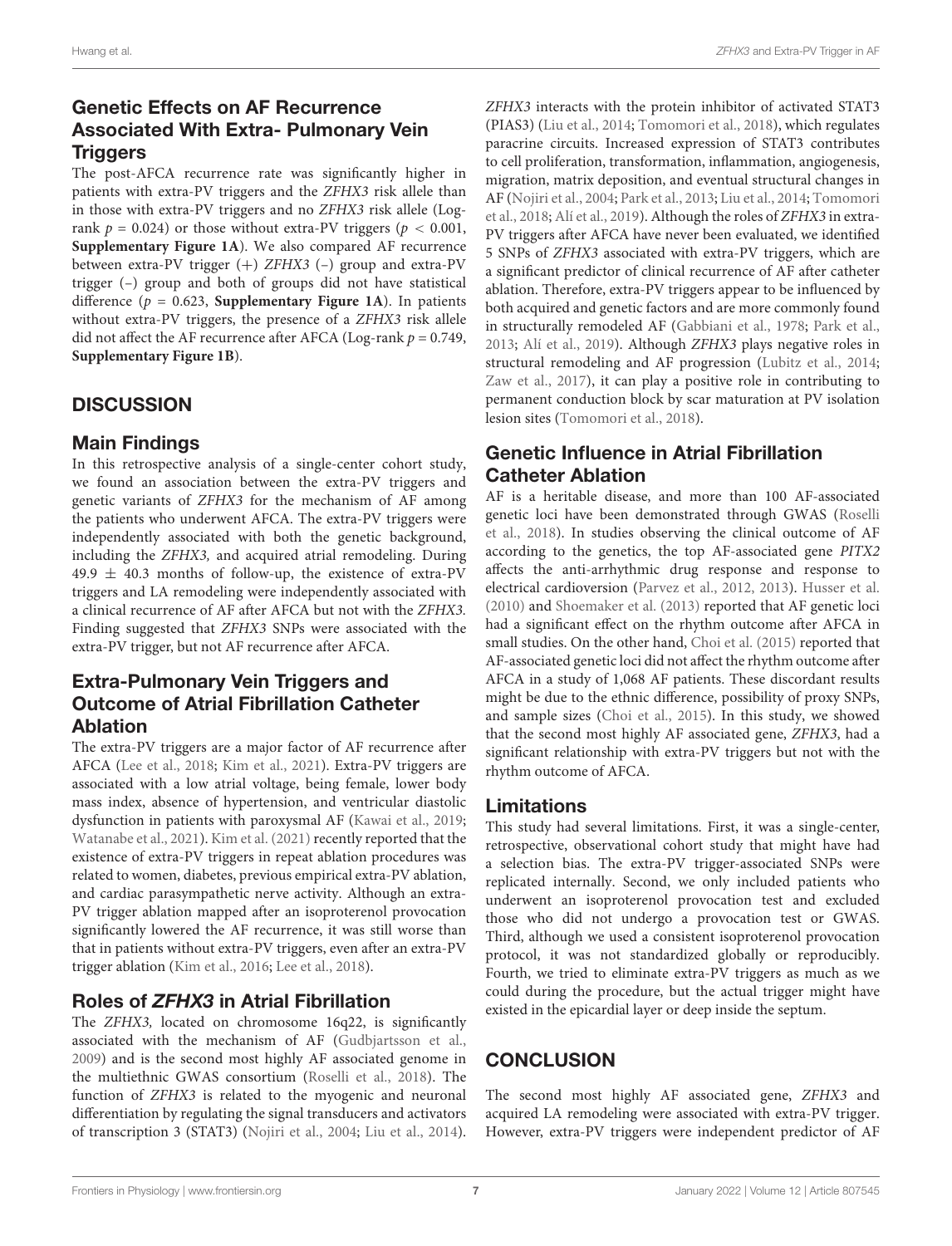## Genetic Effects on AF Recurrence Associated With Extra- Pulmonary Vein Triggers

The post-AFCA recurrence rate was significantly higher in patients with extra-PV triggers and the *ZFHX3* risk allele than in those with extra-PV triggers and no *ZFHX3* risk allele (Log-rank $p = 0.024$) or those without extra-PV triggers ($p < 0.001$, **Supplementary Figure 1A**). We also compared AF recurrence between extra-PV trigger (+) *ZFHX3* (–) group and extra-PV trigger (–) group and both of groups did not have statistical difference ($p = 0.623$, **Supplementary Figure 1A**). In patients without extra-PV triggers, the presence of a *ZFHX3* risk allele did not affect the AF recurrence after AFCA (Log-rank $p = 0.749$, **Supplementary Figure 1B**).

# DISCUSSION

## Main Findings

In this retrospective analysis of a single-center cohort study, we found an association between the extra-PV triggers and genetic variants of *ZFHX3* for the mechanism of AF among the patients who underwent AFCA. The extra-PV triggers were independently associated with both the genetic background, including the *ZFHX3,* and acquired atrial remodeling. During 49.9 ± 40.3 months of follow-up, the existence of extra-PV triggers and LA remodeling were independently associated with a clinical recurrence of AF after AFCA but not with the *ZFHX3.* Finding suggested that *ZFHX3* SNPs were associated with the extra-PV trigger, but not AF recurrence after AFCA.

## Extra-Pulmonary Vein Triggers and Outcome of Atrial Fibrillation Catheter Ablation

The extra-PV triggers are a major factor of AF recurrence after AFCA (Lee et al., 2018; Kim et al., 2021). Extra-PV triggers are associated with a low atrial voltage, being female, lower body mass index, absence of hypertension, and ventricular diastolic dysfunction in patients with paroxysmal AF (Kawai et al., 2019; Watanabe et al., 2021). Kim et al. (2021) recently reported that the existence of extra-PV triggers in repeat ablation procedures was related to women, diabetes, previous empirical extra-PV ablation, and cardiac parasympathetic nerve activity. Although an extra-PV trigger ablation mapped after an isoproterenol provocation significantly lowered the AF recurrence, it was still worse than that in patients without extra-PV triggers, even after an extra-PV trigger ablation (Kim et al., 2016; Lee et al., 2018).

## Roles of *ZFHX3* in Atrial Fibrillation

The *ZFHX3,* located on chromosome 16q22, is significantly associated with the mechanism of AF (Gudbjartsson et al., 2009) and is the second most highly AF associated genome in the multiethnic GWAS consortium (Roselli et al., 2018). The function of *ZFHX3* is related to the myogenic and neuronal differentiation by regulating the signal transducers and activators of transcription 3 (STAT3) (Nojiri et al., 2004; Liu et al., 2014). *ZFHX3* interacts with the protein inhibitor of activated STAT3 (PIAS3) (Liu et al., 2014; Tomomori et al., 2018), which regulates paracrine circuits. Increased expression of STAT3 contributes to cell proliferation, transformation, inflammation, angiogenesis, migration, matrix deposition, and eventual structural changes in AF (Nojiri et al., 2004; Park et al., 2013; Liu et al., 2014; Tomomori et al., 2018; Alí et al., 2019). Although the roles of *ZFHX3* in extra-PV triggers after AFCA have never been evaluated, we identified 5 SNPs of *ZFHX3* associated with extra-PV triggers, which are a significant predictor of clinical recurrence of AF after catheter ablation. Therefore, extra-PV triggers appear to be influenced by both acquired and genetic factors and are more commonly found in structurally remodeled AF (Gabbiani et al., 1978; Park et al., 2013; Alí et al., 2019). Although *ZFHX3* plays negative roles in structural remodeling and AF progression (Lubitz et al., 2014; Zaw et al., 2017), it can play a positive role in contributing to permanent conduction block by scar maturation at PV isolation lesion sites (Tomomori et al., 2018).

## Genetic Influence in Atrial Fibrillation Catheter Ablation

AF is a heritable disease, and more than 100 AF-associated genetic loci have been demonstrated through GWAS (Roselli et al., 2018). In studies observing the clinical outcome of AF according to the genetics, the top AF-associated gene *PITX2* affects the anti-arrhythmic drug response and response to electrical cardioversion (Parvez et al., 2012, 2013). Husser et al. (2010) and Shoemaker et al. (2013) reported that AF genetic loci had a significant effect on the rhythm outcome after AFCA in small studies. On the other hand, Choi et al. (2015) reported that AF-associated genetic loci did not affect the rhythm outcome after AFCA in a study of 1,068 AF patients. These discordant results might be due to the ethnic difference, possibility of proxy SNPs, and sample sizes (Choi et al., 2015). In this study, we showed that the second most highly AF associated gene, *ZFHX3*, had a significant relationship with extra-PV triggers but not with the rhythm outcome of AFCA.

## Limitations

This study had several limitations. First, it was a single-center, retrospective, observational cohort study that might have had a selection bias. The extra-PV trigger-associated SNPs were replicated internally. Second, we only included patients who underwent an isoproterenol provocation test and excluded those who did not undergo a provocation test or GWAS. Third, although we used a consistent isoproterenol provocation protocol, it was not standardized globally or reproducibly. Fourth, we tried to eliminate extra-PV triggers as much as we could during the procedure, but the actual trigger might have existed in the epicardial layer or deep inside the septum.

# CONCLUSION

The second most highly AF associated gene, *ZFHX3* and acquired LA remodeling were associated with extra-PV trigger. However, extra-PV triggers were independent predictor of AF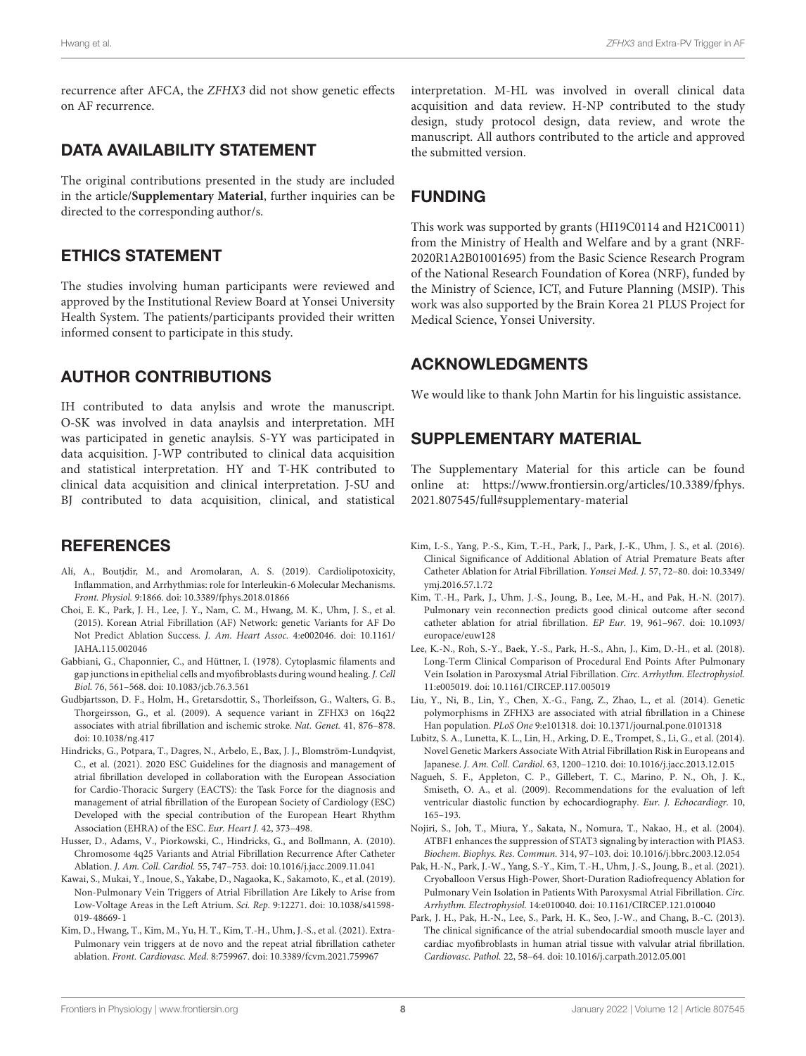recurrence after AFCA, the *ZFHX3* did not show genetic effects on AF recurrence.

## DATA AVAILABILITY STATEMENT

The original contributions presented in the study are included in the article/**Supplementary Material**, further inquiries can be directed to the corresponding author/s.

## ETHICS STATEMENT

The studies involving human participants were reviewed and approved by the Institutional Review Board at Yonsei University Health System. The patients/participants provided their written informed consent to participate in this study.

## AUTHOR CONTRIBUTIONS

IH contributed to data anylsis and wrote the manuscript. O-SK was involved in data anaylsis and interpretation. MH was participated in genetic anaylsis. S-YY was participated in data acquisition. J-WP contributed to clinical data acquisition and statistical interpretation. HY and T-HK contributed to clinical data acquisition and clinical interpretation. J-SU and BJ contributed to data acquisition, clinical, and statistical interpretation. M-HL was involved in overall clinical data acquisition and data review. H-NP contributed to the study design, study protocol design, data review, and wrote the manuscript. All authors contributed to the article and approved the submitted version.

## FUNDING

This work was supported by grants (HI19C0114 and H21C0011) from the Ministry of Health and Welfare and by a grant (NRF-2020R1A2B01001695) from the Basic Science Research Program of the National Research Foundation of Korea (NRF), funded by the Ministry of Science, ICT, and Future Planning (MSIP). This work was also supported by the Brain Korea 21 PLUS Project for Medical Science, Yonsei University.

## ACKNOWLEDGMENTS

We would like to thank John Martin for his linguistic assistance.

## SUPPLEMENTARY MATERIAL

The Supplementary Material for this article can be found online at: https://www.frontiersin.org/articles/10.3389/fphys.2021.807545/full#supplementary-material

## REFERENCES

Alí, A., Boutjdir, M., and Aromolaran, A. S. (2019). Cardiolipotoxicity, Inflammation, and Arrhythmias: role for Interleukin-6 Molecular Mechanisms. *Front. Physiol.* 9:1866. doi: 10.3389/fphys.2018.01866

Choi, E. K., Park, J. H., Lee, J. Y., Nam, C. M., Hwang, M. K., Uhm, J. S., et al. (2015). Korean Atrial Fibrillation (AF) Network: genetic Variants for AF Do Not Predict Ablation Success. *J. Am. Heart Assoc.* 4:e002046. doi: 10.1161/JAHA.115.002046

Gabbiani, G., Chaponnier, C., and Hüttner, I. (1978). Cytoplasmic filaments and gap junctions in epithelial cells and myofibroblasts during wound healing. *J. Cell Biol.* 76, 561–568. doi: 10.1083/jcb.76.3.561

Gudbjartsson, D. F., Holm, H., Gretarsdottir, S., Thorleifsson, G., Walters, G. B., Thorgeirsson, G., et al. (2009). A sequence variant in ZFHX3 on 16q22 associates with atrial fibrillation and ischemic stroke. *Nat. Genet.* 41, 876–878. doi: 10.1038/ng.417

Hindricks, G., Potpara, T., Dagres, N., Arbelo, E., Bax, J. J., Blomström-Lundqvist, C., et al. (2021). 2020 ESC Guidelines for the diagnosis and management of atrial fibrillation developed in collaboration with the European Association for Cardio-Thoracic Surgery (EACTS): the Task Force for the diagnosis and management of atrial fibrillation of the European Society of Cardiology (ESC) Developed with the special contribution of the European Heart Rhythm Association (EHRA) of the ESC. *Eur. Heart J.* 42, 373–498.

Husser, D., Adams, V., Piorkowski, C., Hindricks, G., and Bollmann, A. (2010). Chromosome 4q25 Variants and Atrial Fibrillation Recurrence After Catheter Ablation. *J. Am. Coll. Cardiol.* 55, 747–753. doi: 10.1016/j.jacc.2009.11.041

Kawai, S., Mukai, Y., Inoue, S., Yakabe, D., Nagaoka, K., Sakamoto, K., et al. (2019). Non-Pulmonary Vein Triggers of Atrial Fibrillation Are Likely to Arise from Low-Voltage Areas in the Left Atrium. *Sci. Rep.* 9:12271. doi: 10.1038/s41598-019-48669-1

Kim, D., Hwang, T., Kim, M., Yu, H. T., Kim, T.-H., Uhm, J.-S., et al. (2021). Extra-Pulmonary vein triggers at de novo and the repeat atrial fibrillation catheter ablation. *Front. Cardiovasc. Med.* 8:759967. doi: 10.3389/fcvm.2021.759967

Kim, I.-S., Yang, P.-S., Kim, T.-H., Park, J., Park, J.-K., Uhm, J. S., et al. (2016). Clinical Significance of Additional Ablation of Atrial Premature Beats after Catheter Ablation for Atrial Fibrillation. *Yonsei Med. J.* 57, 72–80. doi: 10.3349/ymj.2016.57.1.72

Kim, T.-H., Park, J., Uhm, J.-S., Joung, B., Lee, M.-H., and Pak, H.-N. (2017). Pulmonary vein reconnection predicts good clinical outcome after second catheter ablation for atrial fibrillation. *EP Eur.* 19, 961–967. doi: 10.1093/europace/euw128

Lee, K.-N., Roh, S.-Y., Baek, Y.-S., Park, H.-S., Ahn, J., Kim, D.-H., et al. (2018). Long-Term Clinical Comparison of Procedural End Points After Pulmonary Vein Isolation in Paroxysmal Atrial Fibrillation. *Circ. Arrhythm. Electrophysiol.* 11:e005019. doi: 10.1161/CIRCEP.117.005019

Liu, Y., Ni, B., Lin, Y., Chen, X.-G., Fang, Z., Zhao, L., et al. (2014). Genetic polymorphisms in ZFHX3 are associated with atrial fibrillation in a Chinese Han population. *PLoS One* 9:e101318. doi: 10.1371/journal.pone.0101318

Lubitz, S. A., Lunetta, K. L., Lin, H., Arking, D. E., Trompet, S., Li, G., et al. (2014). Novel Genetic Markers Associate With Atrial Fibrillation Risk in Europeans and Japanese. *J. Am. Coll. Cardiol.* 63, 1200–1210. doi: 10.1016/j.jacc.2013.12.015

Nagueh, S. F., Appleton, C. P., Gillebert, T. C., Marino, P. N., Oh, J. K., Smiseth, O. A., et al. (2009). Recommendations for the evaluation of left ventricular diastolic function by echocardiography. *Eur. J. Echocardiogr.* 10, 165–193.

Nojiri, S., Joh, T., Miura, Y., Sakata, N., Nomura, T., Nakao, H., et al. (2004). ATBF1 enhances the suppression of STAT3 signaling by interaction with PIAS3. *Biochem. Biophys. Res. Commun.* 314, 97–103. doi: 10.1016/j.bbrc.2003.12.054

Pak, H.-N., Park, J.-W., Yang, S.-Y., Kim, T.-H., Uhm, J.-S., Joung, B., et al. (2021). Cryoballoon Versus High-Power, Short-Duration Radiofrequency Ablation for Pulmonary Vein Isolation in Patients With Paroxysmal Atrial Fibrillation. *Circ. Arrhythm. Electrophysiol.* 14:e010040. doi: 10.1161/CIRCEP.121.010040

Park, J. H., Pak, H.-N., Lee, S., Park, H. K., Seo, J.-W., and Chang, B.-C. (2013). The clinical significance of the atrial subendocardial smooth muscle layer and cardiac myofibroblasts in human atrial tissue with valvular atrial fibrillation. *Cardiovasc. Pathol.* 22, 58–64. doi: 10.1016/j.carpath.2012.05.001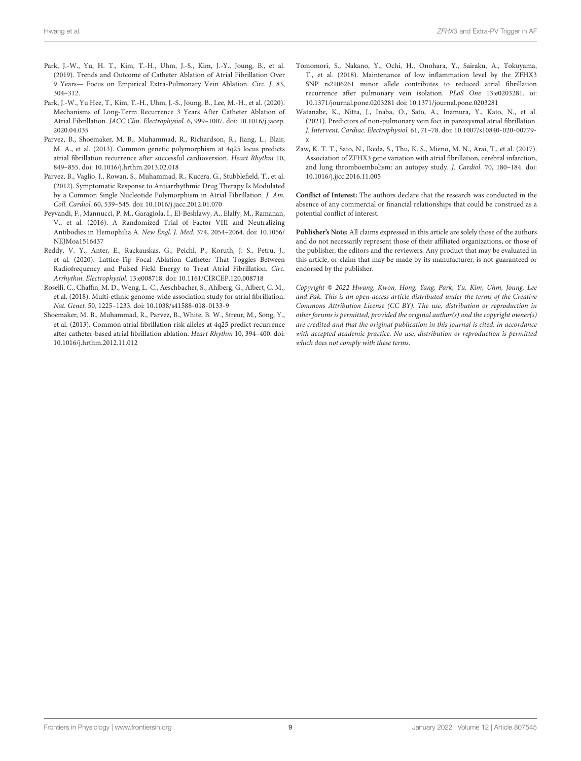Park, J.-W., Yu, H. T., Kim, T.-H., Uhm, J.-S., Kim, J.-Y., Joung, B., et al. (2019). Trends and Outcome of Catheter Ablation of Atrial Fibrillation Over 9 Years— Focus on Empirical Extra-Pulmonary Vein Ablation. *Circ. J.* 83, 304–312.

Park, J.-W., Yu Hee, T., Kim, T.-H., Uhm, J.-S., Joung, B., Lee, M.-H., et al. (2020). Mechanisms of Long-Term Recurrence 3 Years After Catheter Ablation of Atrial Fibrillation. *JACC Clin. Electrophysiol.* 6, 999–1007. doi: 10.1016/j.jacep.2020.04.035

Parvez, B., Shoemaker, M. B., Muhammad, R., Richardson, R., Jiang, L., Blair, M. A., et al. (2013). Common genetic polymorphism at 4q25 locus predicts atrial fibrillation recurrence after successful cardioversion. *Heart Rhythm* 10, 849–855. doi: 10.1016/j.hrthm.2013.02.018

Parvez, B., Vaglio, J., Rowan, S., Muhammad, R., Kucera, G., Stubblefield, T., et al. (2012). Symptomatic Response to Antiarrhythmic Drug Therapy Is Modulated by a Common Single Nucleotide Polymorphism in Atrial Fibrillation. *J. Am. Coll. Cardiol.* 60, 539–545. doi: 10.1016/j.jacc.2012.01.070

Peyvandi, F., Mannucci, P. M., Garagiola, I., El-Beshlawy, A., Elalfy, M., Ramanan, V., et al. (2016). A Randomized Trial of Factor VIII and Neutralizing Antibodies in Hemophilia A. *New Engl. J. Med.* 374, 2054–2064. doi: 10.1056/NEJMoa1516437

Reddy, V. Y., Anter, E., Rackauskas, G., Peichl, P., Koruth, J. S., Petru, J., et al. (2020). Lattice-Tip Focal Ablation Catheter That Toggles Between Radiofrequency and Pulsed Field Energy to Treat Atrial Fibrillation. *Circ. Arrhythm. Electrophysiol.* 13:e008718. doi: 10.1161/CIRCEP.120.008718

Roselli, C., Chaffin, M. D., Weng, L.-C., Aeschbacher, S., Ahlberg, G., Albert, C. M., et al. (2018). Multi-ethnic genome-wide association study for atrial fibrillation. *Nat. Genet.* 50, 1225–1233. doi: 10.1038/s41588-018-0133-9

Shoemaker, M. B., Muhammad, R., Parvez, B., White, B. W., Streur, M., Song, Y., et al. (2013). Common atrial fibrillation risk alleles at 4q25 predict recurrence after catheter-based atrial fibrillation ablation. *Heart Rhythm* 10, 394–400. doi: 10.1016/j.hrthm.2012.11.012

Tomomori, S., Nakano, Y., Ochi, H., Onohara, Y., Sairaku, A., Tokuyama, T., et al. (2018). Maintenance of low inflammation level by the ZFHX3 SNP rs2106261 minor allele contributes to reduced atrial fibrillation recurrence after pulmonary vein isolation. *PLoS One* 13:e0203281. oi: 10.1371/journal.pone.0203281 doi: 10.1371/journal.pone.0203281

Watanabe, K., Nitta, J., Inaba, O., Sato, A., Inamura, Y., Kato, N., et al. (2021). Predictors of non-pulmonary vein foci in paroxysmal atrial fibrillation. *J. Intervent. Cardiac. Electrophysiol.* 61, 71–78. doi: 10.1007/s10840-020-00779-x

Zaw, K. T. T., Sato, N., Ikeda, S., Thu, K. S., Mieno, M. N., Arai, T., et al. (2017). Association of ZFHX3 gene variation with atrial fibrillation, cerebral infarction, and lung thromboembolism: an autopsy study. *J. Cardiol.* 70, 180–184. doi: 10.1016/j.jjcc.2016.11.005

**Conflict of Interest:** The authors declare that the research was conducted in the absence of any commercial or financial relationships that could be construed as a potential conflict of interest.

**Publisher's Note:** All claims expressed in this article are solely those of the authors and do not necessarily represent those of their affiliated organizations, or those of the publisher, the editors and the reviewers. Any product that may be evaluated in this article, or claim that may be made by its manufacturer, is not guaranteed or endorsed by the publisher.

*Copyright © 2022 Hwang, Kwon, Hong, Yang, Park, Yu, Kim, Uhm, Joung, Lee and Pak. This is an open-access article distributed under the terms of the Creative Commons Attribution License (CC BY). The use, distribution or reproduction in other forums is permitted, provided the original author(s) and the copyright owner(s) are credited and that the original publication in this journal is cited, in accordance with accepted academic practice. No use, distribution or reproduction is permitted which does not comply with these terms.*